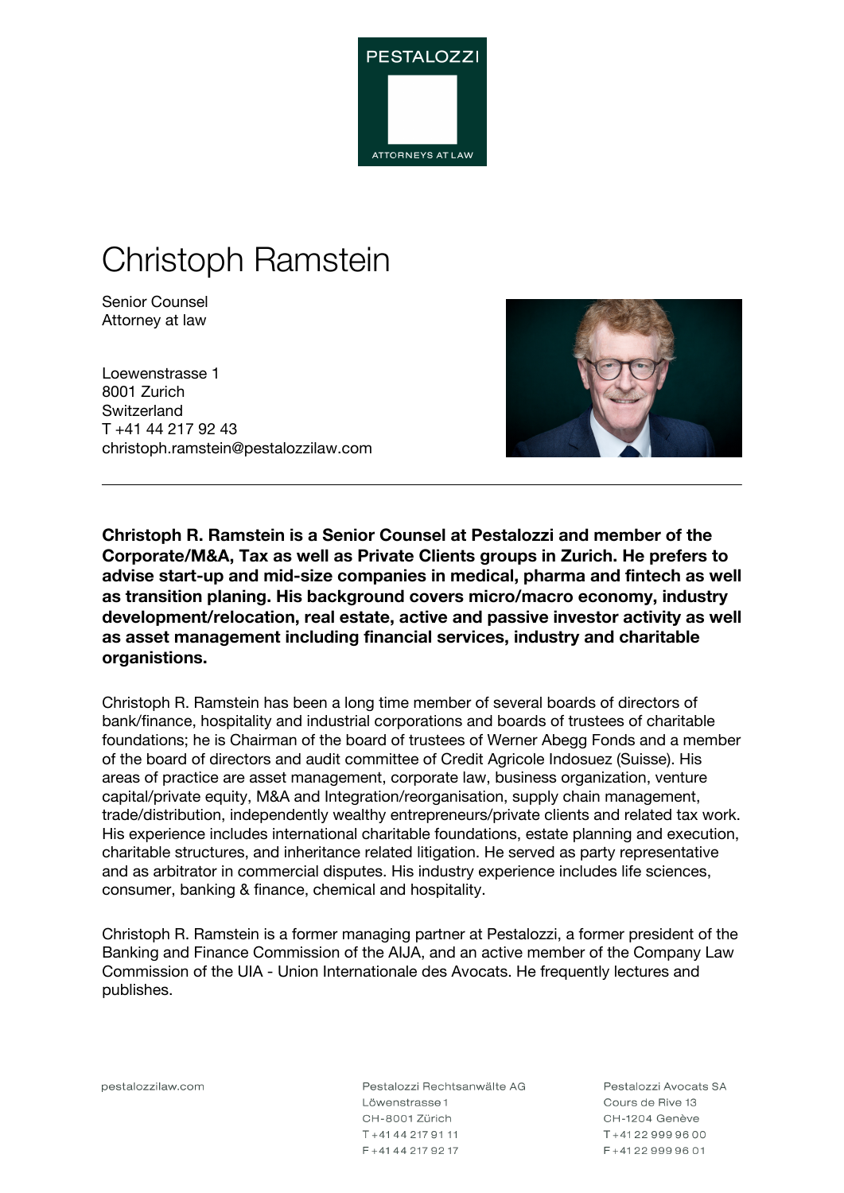# Christoph Ramstein

Senior Counsel
Attorney at law

Loewenstrasse 1
8001 Zurich
Switzerland
T +41 44 217 92 43
christoph.ramstein@pestalozzilaw.com

---

**Christoph R. Ramstein is a Senior Counsel at Pestalozzi and member of the Corporate/M&A, Tax as well as Private Clients groups in Zurich. He prefers to advise start-up and mid-size companies in medical, pharma and fintech as well as transition planing. His background covers micro/macro economy, industry development/relocation, real estate, active and passive investor activity as well as asset management including financial services, industry and charitable organistions.**

Christoph R. Ramstein has been a long time member of several boards of directors of bank/finance, hospitality and industrial corporations and boards of trustees of charitable foundations; he is Chairman of the board of trustees of Werner Abegg Fonds and a member of the board of directors and audit committee of Credit Agricole Indosuez (Suisse). His areas of practice are asset management, corporate law, business organization, venture capital/private equity, M&A and Integration/reorganisation, supply chain management, trade/distribution, independently wealthy entrepreneurs/private clients and related tax work. His experience includes international charitable foundations, estate planning and execution, charitable structures, and inheritance related litigation. He served as party representative and as arbitrator in commercial disputes. His industry experience includes life sciences, consumer, banking & finance, chemical and hospitality.

Christoph R. Ramstein is a former managing partner at Pestalozzi, a former president of the Banking and Finance Commission of the AIJA, and an active member of the Company Law Commission of the UIA - Union Internationale des Avocats. He frequently lectures and publishes.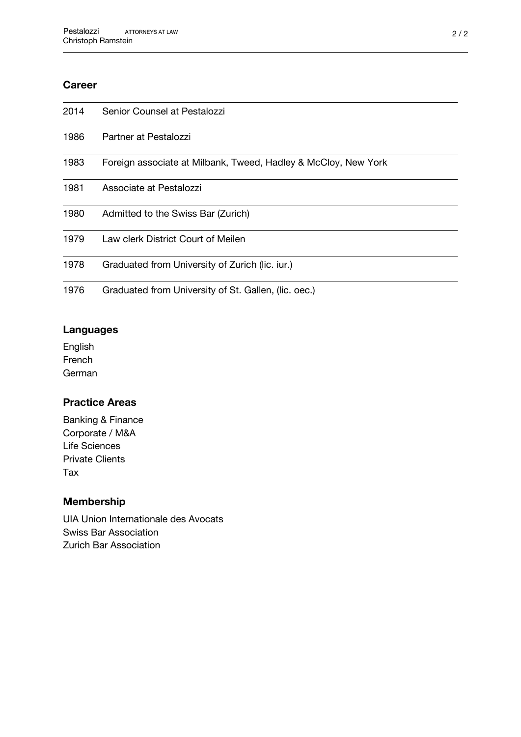## Career

| | |
|---|---|
| 2014 | Senior Counsel at Pestalozzi |
| 1986 | Partner at Pestalozzi |
| 1983 | Foreign associate at Milbank, Tweed, Hadley & McCloy, New York |
| 1981 | Associate at Pestalozzi |
| 1980 | Admitted to the Swiss Bar (Zurich) |
| 1979 | Law clerk District Court of Meilen |
| 1978 | Graduated from University of Zurich (lic. iur.) |
| 1976 | Graduated from University of St. Gallen, (lic. oec.) |

## Languages

English
French
German

## Practice Areas

Banking & Finance
Corporate / M&A
Life Sciences
Private Clients
Tax

## Membership

UIA Union Internationale des Avocats
Swiss Bar Association
Zurich Bar Association